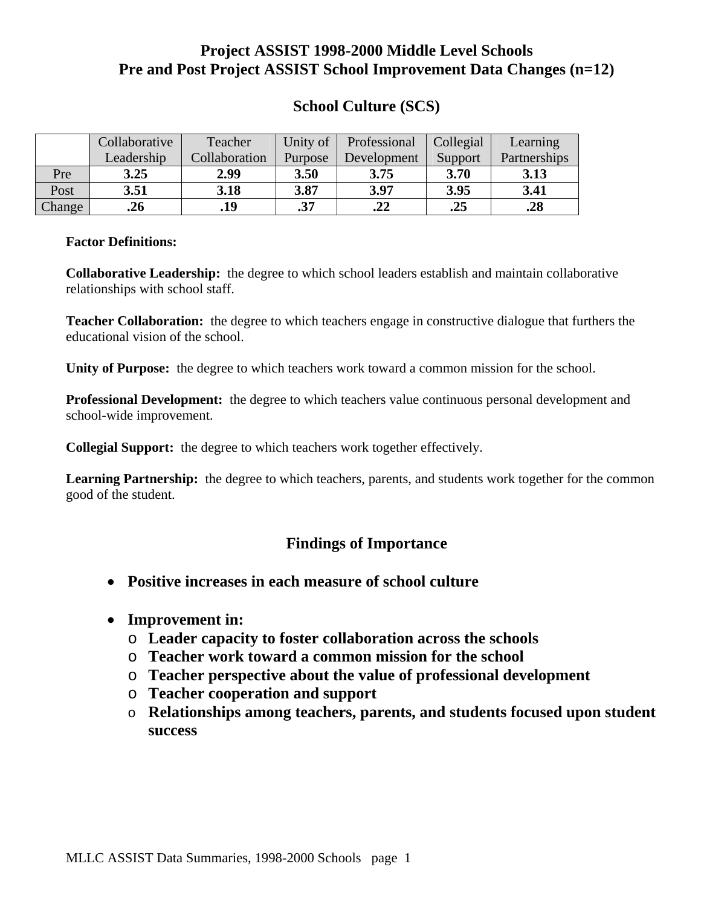# Project ASSIST 1998-2000 Middle Level Schools
# Pre and Post Project ASSIST School Improvement Data Changes (n=12)

## School Culture (SCS)

| | Collaborative Leadership | Teacher Collaboration | Unity of Purpose | Professional Development | Collegial Support | Learning Partnerships |
|---|---|---|---|---|---|---|
| Pre | **3.25** | **2.99** | **3.50** | **3.75** | **3.70** | **3.13** |
| Post | **3.51** | **3.18** | **3.87** | **3.97** | **3.95** | **3.41** |
| Change | **.26** | **.19** | **.37** | **.22** | **.25** | **.28** |

**Factor Definitions:**

**Collaborative Leadership:** the degree to which school leaders establish and maintain collaborative relationships with school staff.

**Teacher Collaboration:** the degree to which teachers engage in constructive dialogue that furthers the educational vision of the school.

**Unity of Purpose:** the degree to which teachers work toward a common mission for the school.

**Professional Development:** the degree to which teachers value continuous personal development and school-wide improvement.

**Collegial Support:** the degree to which teachers work together effectively.

**Learning Partnership:** the degree to which teachers, parents, and students work together for the common good of the student.

## Findings of Importance

- **Positive increases in each measure of school culture**
- **Improvement in:**
  - **Leader capacity to foster collaboration across the schools**
  - **Teacher work toward a common mission for the school**
  - **Teacher perspective about the value of professional development**
  - **Teacher cooperation and support**
  - **Relationships among teachers, parents, and students focused upon student success**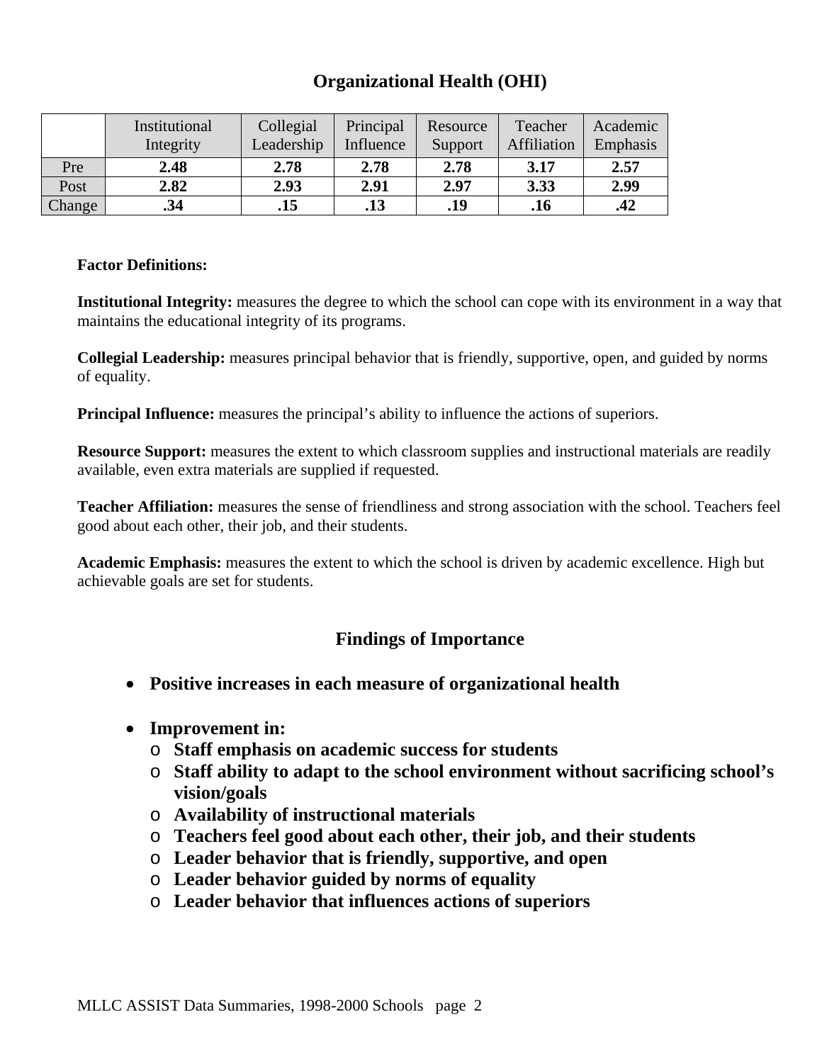## Organizational Health (OHI)

| | Institutional Integrity | Collegial Leadership | Principal Influence | Resource Support | Teacher Affiliation | Academic Emphasis |
|---|---|---|---|---|---|---|
| Pre | **2.48** | **2.78** | **2.78** | **2.78** | **3.17** | **2.57** |
| Post | **2.82** | **2.93** | **2.91** | **2.97** | **3.33** | **2.99** |
| Change | **.34** | **.15** | **.13** | **.19** | **.16** | **.42** |

**Factor Definitions:**

**Institutional Integrity:** measures the degree to which the school can cope with its environment in a way that maintains the educational integrity of its programs.

**Collegial Leadership:** measures principal behavior that is friendly, supportive, open, and guided by norms of equality.

**Principal Influence:** measures the principal's ability to influence the actions of superiors.

**Resource Support:** measures the extent to which classroom supplies and instructional materials are readily available, even extra materials are supplied if requested.

**Teacher Affiliation:** measures the sense of friendliness and strong association with the school. Teachers feel good about each other, their job, and their students.

**Academic Emphasis:** measures the extent to which the school is driven by academic excellence. High but achievable goals are set for students.

## Findings of Importance

- **Positive increases in each measure of organizational health**
- **Improvement in:**
  - **Staff emphasis on academic success for students**
  - **Staff ability to adapt to the school environment without sacrificing school's vision/goals**
  - **Availability of instructional materials**
  - **Teachers feel good about each other, their job, and their students**
  - **Leader behavior that is friendly, supportive, and open**
  - **Leader behavior guided by norms of equality**
  - **Leader behavior that influences actions of superiors**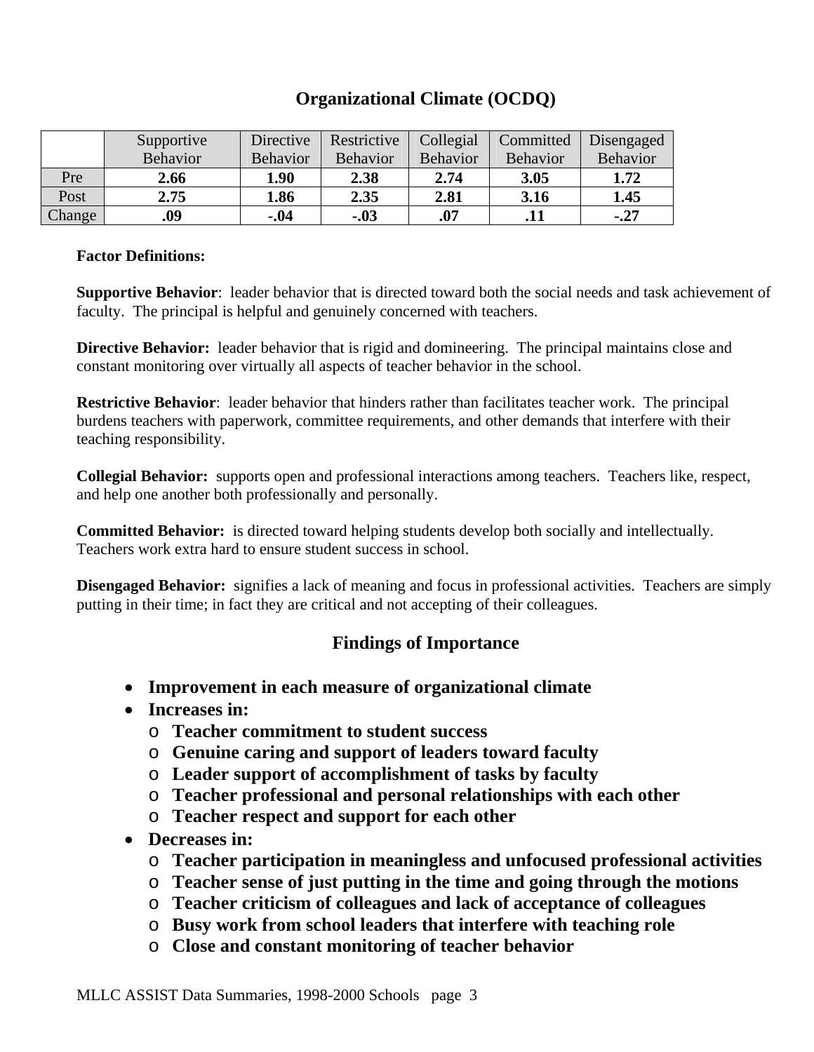## Organizational Climate (OCDQ)

| | Supportive Behavior | Directive Behavior | Restrictive Behavior | Collegial Behavior | Committed Behavior | Disengaged Behavior |
|---|---|---|---|---|---|---|
| Pre | **2.66** | **1.90** | **2.38** | **2.74** | **3.05** | **1.72** |
| Post | **2.75** | **1.86** | **2.35** | **2.81** | **3.16** | **1.45** |
| Change | **.09** | **-.04** | **-.03** | **.07** | **.11** | **-.27** |

**Factor Definitions:**

**Supportive Behavior**: leader behavior that is directed toward both the social needs and task achievement of faculty. The principal is helpful and genuinely concerned with teachers.

**Directive Behavior:** leader behavior that is rigid and domineering. The principal maintains close and constant monitoring over virtually all aspects of teacher behavior in the school.

**Restrictive Behavior**: leader behavior that hinders rather than facilitates teacher work. The principal burdens teachers with paperwork, committee requirements, and other demands that interfere with their teaching responsibility.

**Collegial Behavior:** supports open and professional interactions among teachers. Teachers like, respect, and help one another both professionally and personally.

**Committed Behavior:** is directed toward helping students develop both socially and intellectually. Teachers work extra hard to ensure student success in school.

**Disengaged Behavior:** signifies a lack of meaning and focus in professional activities. Teachers are simply putting in their time; in fact they are critical and not accepting of their colleagues.

## Findings of Importance

- **Improvement in each measure of organizational climate**
- **Increases in:**
  - **Teacher commitment to student success**
  - **Genuine caring and support of leaders toward faculty**
  - **Leader support of accomplishment of tasks by faculty**
  - **Teacher professional and personal relationships with each other**
  - **Teacher respect and support for each other**
- **Decreases in:**
  - **Teacher participation in meaningless and unfocused professional activities**
  - **Teacher sense of just putting in the time and going through the motions**
  - **Teacher criticism of colleagues and lack of acceptance of colleagues**
  - **Busy work from school leaders that interfere with teaching role**
  - **Close and constant monitoring of teacher behavior**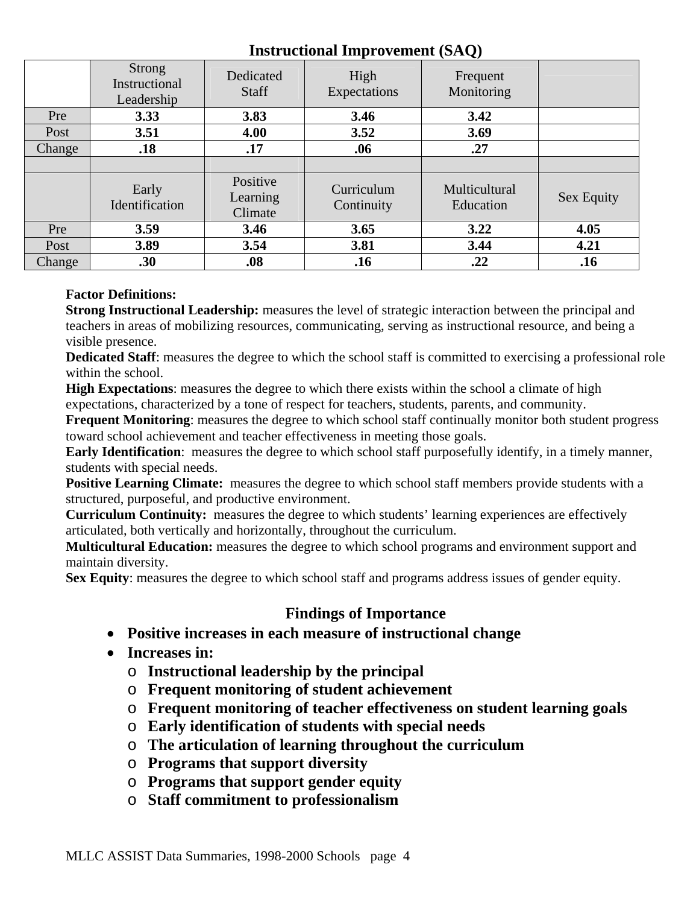## Instructional Improvement (SAQ)

| | Strong Instructional Leadership | Dedicated Staff | High Expectations | Frequent Monitoring | |
|---|---|---|---|---|---|
| Pre | **3.33** | **3.83** | **3.46** | **3.42** | |
| Post | **3.51** | **4.00** | **3.52** | **3.69** | |
| Change | **.18** | **.17** | **.06** | **.27** | |
| | | | | | |
| | Early Identification | Positive Learning Climate | Curriculum Continuity | Multicultural Education | Sex Equity |
| Pre | **3.59** | **3.46** | **3.65** | **3.22** | **4.05** |
| Post | **3.89** | **3.54** | **3.81** | **3.44** | **4.21** |
| Change | **.30** | **.08** | **.16** | **.22** | **.16** |

**Factor Definitions:**

**Strong Instructional Leadership:** measures the level of strategic interaction between the principal and teachers in areas of mobilizing resources, communicating, serving as instructional resource, and being a visible presence.

**Dedicated Staff**: measures the degree to which the school staff is committed to exercising a professional role within the school.

**High Expectations**: measures the degree to which there exists within the school a climate of high expectations, characterized by a tone of respect for teachers, students, parents, and community.

**Frequent Monitoring**: measures the degree to which school staff continually monitor both student progress toward school achievement and teacher effectiveness in meeting those goals.

**Early Identification**: measures the degree to which school staff purposefully identify, in a timely manner, students with special needs.

**Positive Learning Climate:** measures the degree to which school staff members provide students with a structured, purposeful, and productive environment.

**Curriculum Continuity:** measures the degree to which students' learning experiences are effectively articulated, both vertically and horizontally, throughout the curriculum.

**Multicultural Education:** measures the degree to which school programs and environment support and maintain diversity.

**Sex Equity**: measures the degree to which school staff and programs address issues of gender equity.

## Findings of Importance

- **Positive increases in each measure of instructional change**
- **Increases in:**
  - **Instructional leadership by the principal**
  - **Frequent monitoring of student achievement**
  - **Frequent monitoring of teacher effectiveness on student learning goals**
  - **Early identification of students with special needs**
  - **The articulation of learning throughout the curriculum**
  - **Programs that support diversity**
  - **Programs that support gender equity**
  - **Staff commitment to professionalism**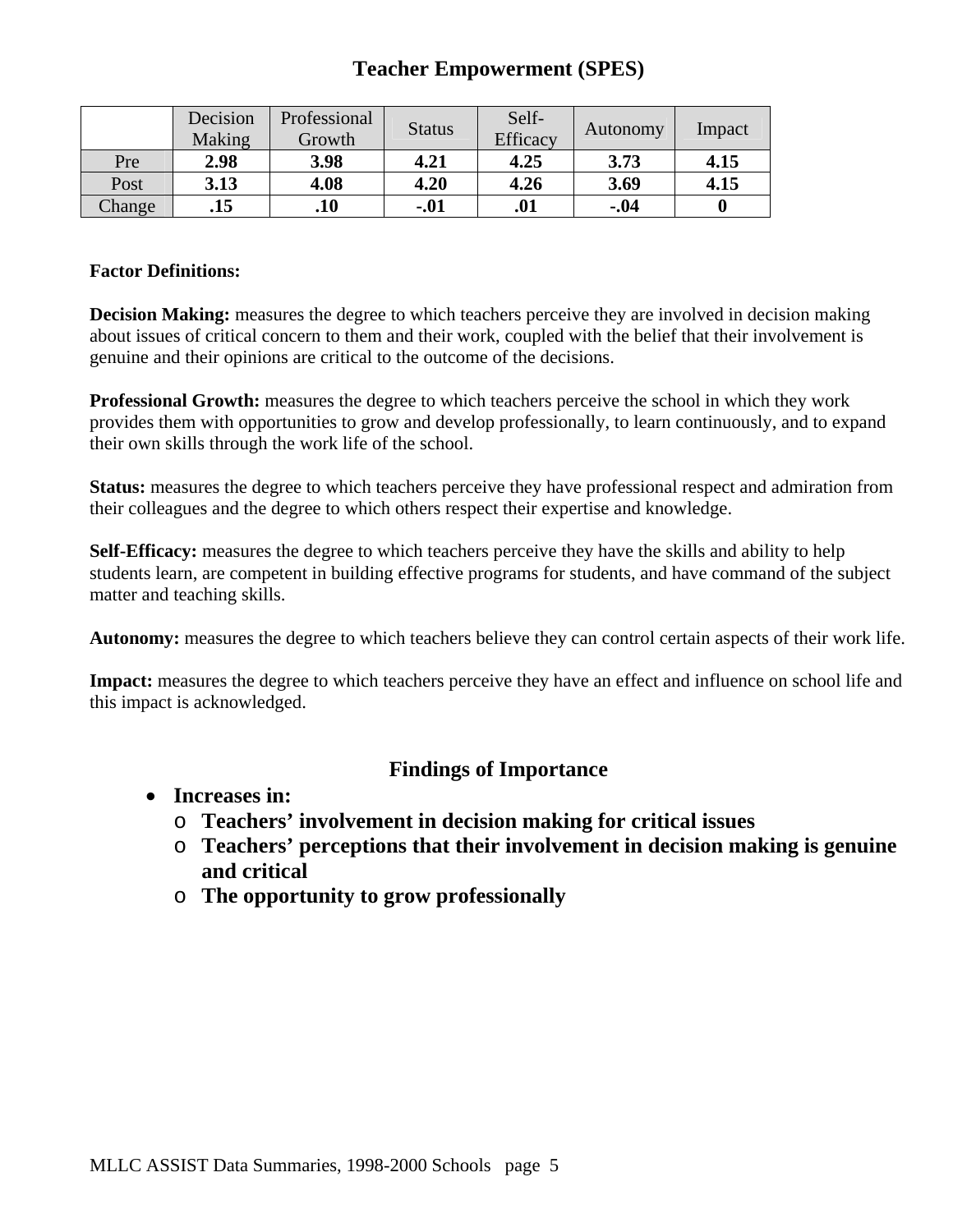## Teacher Empowerment (SPES)

| | Decision Making | Professional Growth | Status | Self-Efficacy | Autonomy | Impact |
|---|---|---|---|---|---|---|
| Pre | **2.98** | **3.98** | **4.21** | **4.25** | **3.73** | **4.15** |
| Post | **3.13** | **4.08** | **4.20** | **4.26** | **3.69** | **4.15** |
| Change | **.15** | **.10** | **-.01** | **.01** | **-.04** | **0** |

**Factor Definitions:**

**Decision Making:** measures the degree to which teachers perceive they are involved in decision making about issues of critical concern to them and their work, coupled with the belief that their involvement is genuine and their opinions are critical to the outcome of the decisions.

**Professional Growth:** measures the degree to which teachers perceive the school in which they work provides them with opportunities to grow and develop professionally, to learn continuously, and to expand their own skills through the work life of the school.

**Status:** measures the degree to which teachers perceive they have professional respect and admiration from their colleagues and the degree to which others respect their expertise and knowledge.

**Self-Efficacy:** measures the degree to which teachers perceive they have the skills and ability to help students learn, are competent in building effective programs for students, and have command of the subject matter and teaching skills.

**Autonomy:** measures the degree to which teachers believe they can control certain aspects of their work life.

**Impact:** measures the degree to which teachers perceive they have an effect and influence on school life and this impact is acknowledged.

### Findings of Importance

- **Increases in:**
  - **Teachers' involvement in decision making for critical issues**
  - **Teachers' perceptions that their involvement in decision making is genuine and critical**
  - **The opportunity to grow professionally**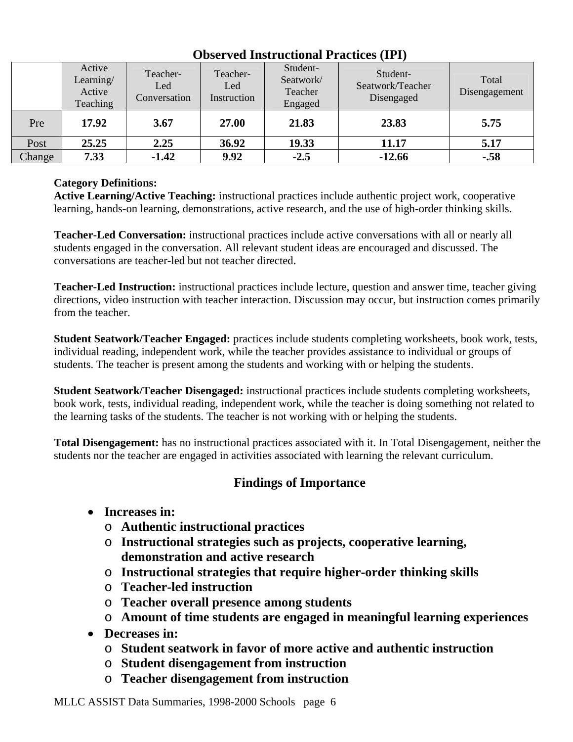## Observed Instructional Practices (IPI)

| | Active Learning/ Active Teaching | Teacher-Led Conversation | Teacher-Led Instruction | Student-Seatwork/ Teacher Engaged | Student-Seatwork/Teacher Disengaged | Total Disengagement |
|---|---|---|---|---|---|---|
| Pre | **17.92** | **3.67** | **27.00** | **21.83** | **23.83** | **5.75** |
| Post | **25.25** | **2.25** | **36.92** | **19.33** | **11.17** | **5.17** |
| Change | **7.33** | **-1.42** | **9.92** | **-2.5** | **-12.66** | **-.58** |

**Category Definitions:**
**Active Learning/Active Teaching:** instructional practices include authentic project work, cooperative learning, hands-on learning, demonstrations, active research, and the use of high-order thinking skills.

**Teacher-Led Conversation:** instructional practices include active conversations with all or nearly all students engaged in the conversation. All relevant student ideas are encouraged and discussed. The conversations are teacher-led but not teacher directed.

**Teacher-Led Instruction:** instructional practices include lecture, question and answer time, teacher giving directions, video instruction with teacher interaction. Discussion may occur, but instruction comes primarily from the teacher.

**Student Seatwork/Teacher Engaged:** practices include students completing worksheets, book work, tests, individual reading, independent work, while the teacher provides assistance to individual or groups of students. The teacher is present among the students and working with or helping the students.

**Student Seatwork/Teacher Disengaged:** instructional practices include students completing worksheets, book work, tests, individual reading, independent work, while the teacher is doing something not related to the learning tasks of the students. The teacher is not working with or helping the students.

**Total Disengagement:** has no instructional practices associated with it. In Total Disengagement, neither the students nor the teacher are engaged in activities associated with learning the relevant curriculum.

### Findings of Importance

- **Increases in:**
  - **Authentic instructional practices**
  - **Instructional strategies such as projects, cooperative learning, demonstration and active research**
  - **Instructional strategies that require higher-order thinking skills**
  - **Teacher-led instruction**
  - **Teacher overall presence among students**
  - **Amount of time students are engaged in meaningful learning experiences**
- **Decreases in:**
  - **Student seatwork in favor of more active and authentic instruction**
  - **Student disengagement from instruction**
  - **Teacher disengagement from instruction**